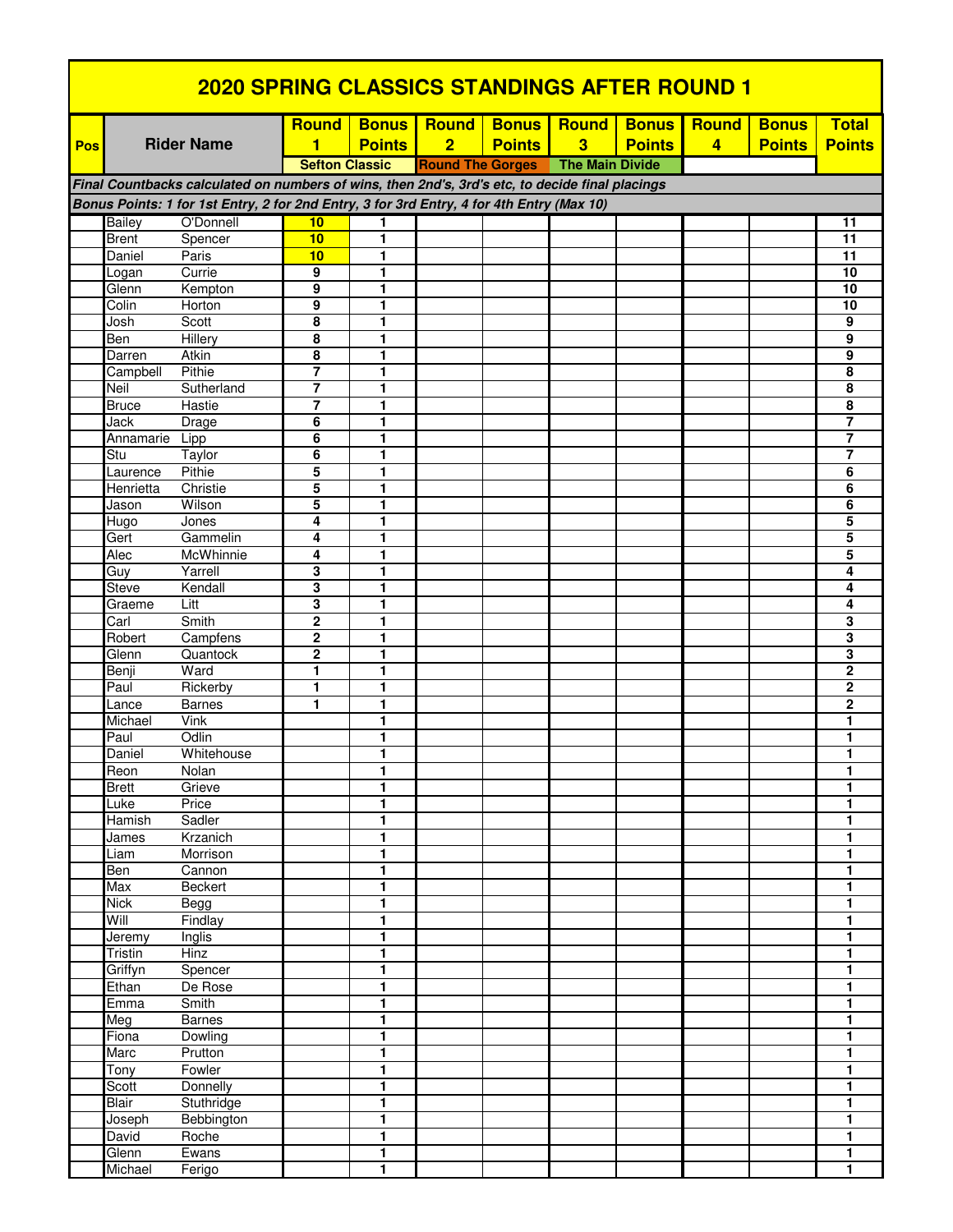# 2020 SPRING CLASSICS STANDINGS AFTER ROUND 1

| Pos | Rider Name | | Round 1 | Bonus Points | Round 2 | Bonus Points | Round 3 | Bonus Points | Round 4 | Bonus Points | Total Points |
|---|---|---|---|---|---|---|---|---|---|---|---|
| | | | Sefton Classic | | Round The Gorges | | The Main Divide | | | | |
| *Final Countbacks calculated on numbers of wins, then 2nd's, 3rd's etc, to decide final placings* | | | | | | | | | | | |
| *Bonus Points: 1 for 1st Entry, 2 for 2nd Entry, 3 for 3rd Entry, 4 for 4th Entry (Max 10)* | | | | | | | | | | | |
| | Bailey | O'Donnell | 10 | 1 | | | | | | | 11 |
| | Brent | Spencer | 10 | 1 | | | | | | | 11 |
| | Daniel | Paris | 10 | 1 | | | | | | | 11 |
| | Logan | Currie | 9 | 1 | | | | | | | 10 |
| | Glenn | Kempton | 9 | 1 | | | | | | | 10 |
| | Colin | Horton | 9 | 1 | | | | | | | 10 |
| | Josh | Scott | 8 | 1 | | | | | | | 9 |
| | Ben | Hillery | 8 | 1 | | | | | | | 9 |
| | Darren | Atkin | 8 | 1 | | | | | | | 9 |
| | Campbell | Pithie | 7 | 1 | | | | | | | 8 |
| | Neil | Sutherland | 7 | 1 | | | | | | | 8 |
| | Bruce | Hastie | 7 | 1 | | | | | | | 8 |
| | Jack | Drage | 6 | 1 | | | | | | | 7 |
| | Annamarie | Lipp | 6 | 1 | | | | | | | 7 |
| | Stu | Taylor | 6 | 1 | | | | | | | 7 |
| | Laurence | Pithie | 5 | 1 | | | | | | | 6 |
| | Henrietta | Christie | 5 | 1 | | | | | | | 6 |
| | Jason | Wilson | 5 | 1 | | | | | | | 6 |
| | Hugo | Jones | 4 | 1 | | | | | | | 5 |
| | Gert | Gammelin | 4 | 1 | | | | | | | 5 |
| | Alec | McWhinnie | 4 | 1 | | | | | | | 5 |
| | Guy | Yarrell | 3 | 1 | | | | | | | 4 |
| | Steve | Kendall | 3 | 1 | | | | | | | 4 |
| | Graeme | Litt | 3 | 1 | | | | | | | 4 |
| | Carl | Smith | 2 | 1 | | | | | | | 3 |
| | Robert | Campfens | 2 | 1 | | | | | | | 3 |
| | Glenn | Quantock | 2 | 1 | | | | | | | 3 |
| | Benji | Ward | 1 | 1 | | | | | | | 2 |
| | Paul | Rickerby | 1 | 1 | | | | | | | 2 |
| | Lance | Barnes | 1 | 1 | | | | | | | 2 |
| | Michael | Vink | | 1 | | | | | | | 1 |
| | Paul | Odlin | | 1 | | | | | | | 1 |
| | Daniel | Whitehouse | | 1 | | | | | | | 1 |
| | Reon | Nolan | | 1 | | | | | | | 1 |
| | Brett | Grieve | | 1 | | | | | | | 1 |
| | Luke | Price | | 1 | | | | | | | 1 |
| | Hamish | Sadler | | 1 | | | | | | | 1 |
| | James | Krzanich | | 1 | | | | | | | 1 |
| | Liam | Morrison | | 1 | | | | | | | 1 |
| | Ben | Cannon | | 1 | | | | | | | 1 |
| | Max | Beckert | | 1 | | | | | | | 1 |
| | Nick | Begg | | 1 | | | | | | | 1 |
| | Will | Findlay | | 1 | | | | | | | 1 |
| | Jeremy | Inglis | | 1 | | | | | | | 1 |
| | Tristin | Hinz | | 1 | | | | | | | 1 |
| | Griffyn | Spencer | | 1 | | | | | | | 1 |
| | Ethan | De Rose | | 1 | | | | | | | 1 |
| | Emma | Smith | | 1 | | | | | | | 1 |
| | Meg | Barnes | | 1 | | | | | | | 1 |
| | Fiona | Dowling | | 1 | | | | | | | 1 |
| | Marc | Prutton | | 1 | | | | | | | 1 |
| | Tony | Fowler | | 1 | | | | | | | 1 |
| | Scott | Donnelly | | 1 | | | | | | | 1 |
| | Blair | Stuthridge | | 1 | | | | | | | 1 |
| | Joseph | Bebbington | | 1 | | | | | | | 1 |
| | David | Roche | | 1 | | | | | | | 1 |
| | Glenn | Ewans | | 1 | | | | | | | 1 |
| | Michael | Ferigo | | 1 | | | | | | | 1 |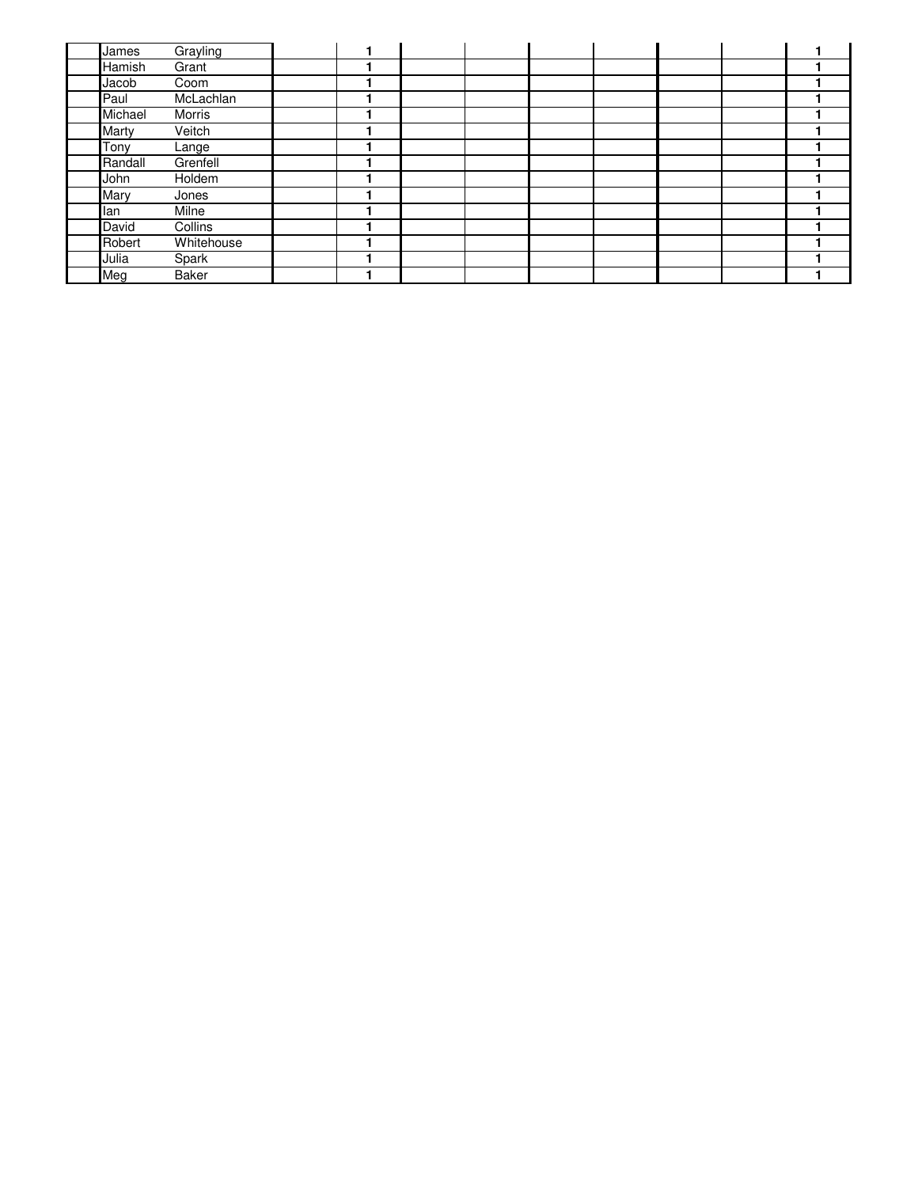| | | | | | | | | | | | |
|---|---|---|---|---|---|---|---|---|---|---|---|
| | James | Grayling | | 1 | | | | | | | 1 |
| | Hamish | Grant | | 1 | | | | | | | 1 |
| | Jacob | Coom | | 1 | | | | | | | 1 |
| | Paul | McLachlan | | 1 | | | | | | | 1 |
| | Michael | Morris | | 1 | | | | | | | 1 |
| | Marty | Veitch | | 1 | | | | | | | 1 |
| | Tony | Lange | | 1 | | | | | | | 1 |
| | Randall | Grenfell | | 1 | | | | | | | 1 |
| | John | Holdem | | 1 | | | | | | | 1 |
| | Mary | Jones | | 1 | | | | | | | 1 |
| | Ian | Milne | | 1 | | | | | | | 1 |
| | David | Collins | | 1 | | | | | | | 1 |
| | Robert | Whitehouse | | 1 | | | | | | | 1 |
| | Julia | Spark | | 1 | | | | | | | 1 |
| | Meg | Baker | | 1 | | | | | | | 1 |